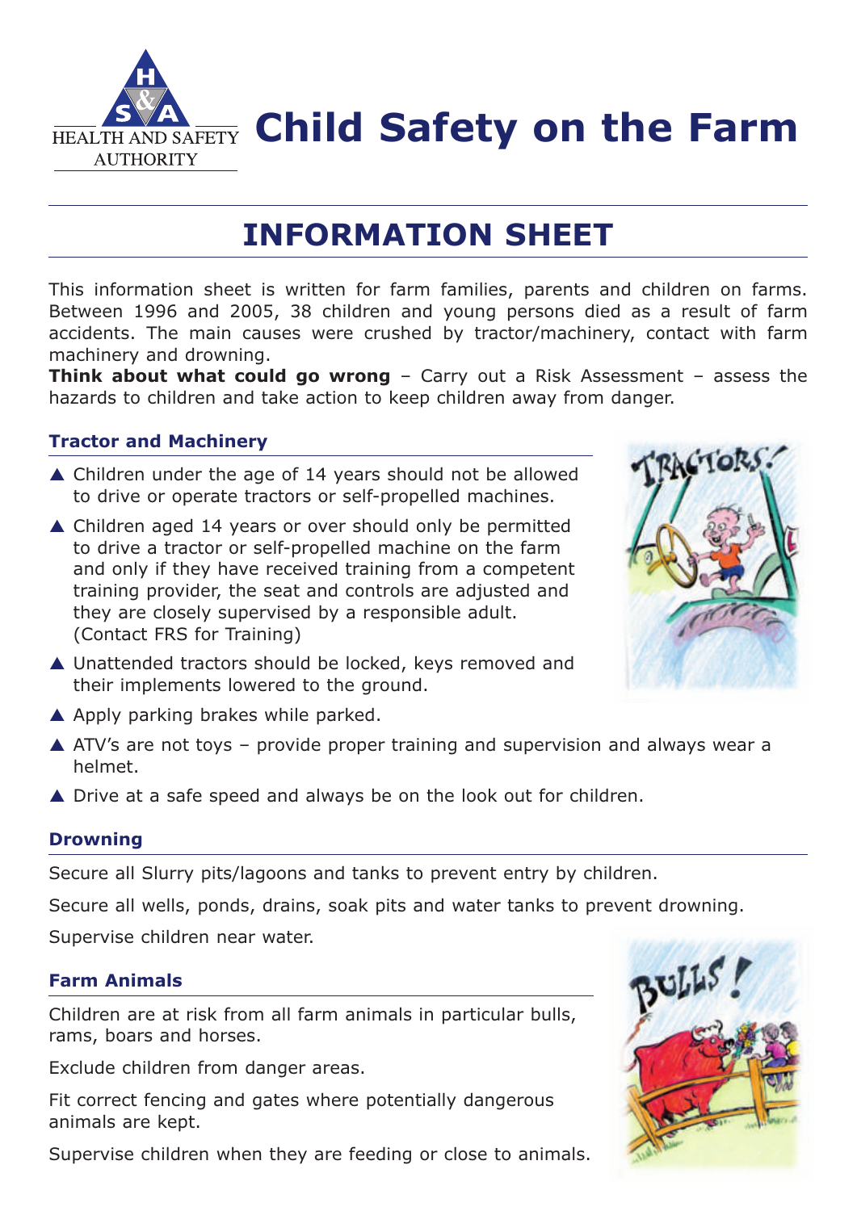# Child Safety on the Farm

HEALTH AND SAFETY AUTHORITY

## INFORMATION SHEET

This information sheet is written for farm families, parents and children on farms. Between 1996 and 2005, 38 children and young persons died as a result of farm accidents. The main causes were crushed by tractor/machinery, contact with farm machinery and drowning.

**Think about what could go wrong** – Carry out a Risk Assessment – assess the hazards to children and take action to keep children away from danger.

### Tractor and Machinery

- ▲ Children under the age of 14 years should not be allowed to drive or operate tractors or self-propelled machines.
- ▲ Children aged 14 years or over should only be permitted to drive a tractor or self-propelled machine on the farm and only if they have received training from a competent training provider, the seat and controls are adjusted and they are closely supervised by a responsible adult. (Contact FRS for Training)
- ▲ Unattended tractors should be locked, keys removed and their implements lowered to the ground.
- ▲ Apply parking brakes while parked.
- ▲ ATV's are not toys – provide proper training and supervision and always wear a helmet.
- ▲ Drive at a safe speed and always be on the look out for children.

### Drowning

Secure all Slurry pits/lagoons and tanks to prevent entry by children.

Secure all wells, ponds, drains, soak pits and water tanks to prevent drowning.

Supervise children near water.

### Farm Animals

Children are at risk from all farm animals in particular bulls, rams, boars and horses.

Exclude children from danger areas.

Fit correct fencing and gates where potentially dangerous animals are kept.

Supervise children when they are feeding or close to animals.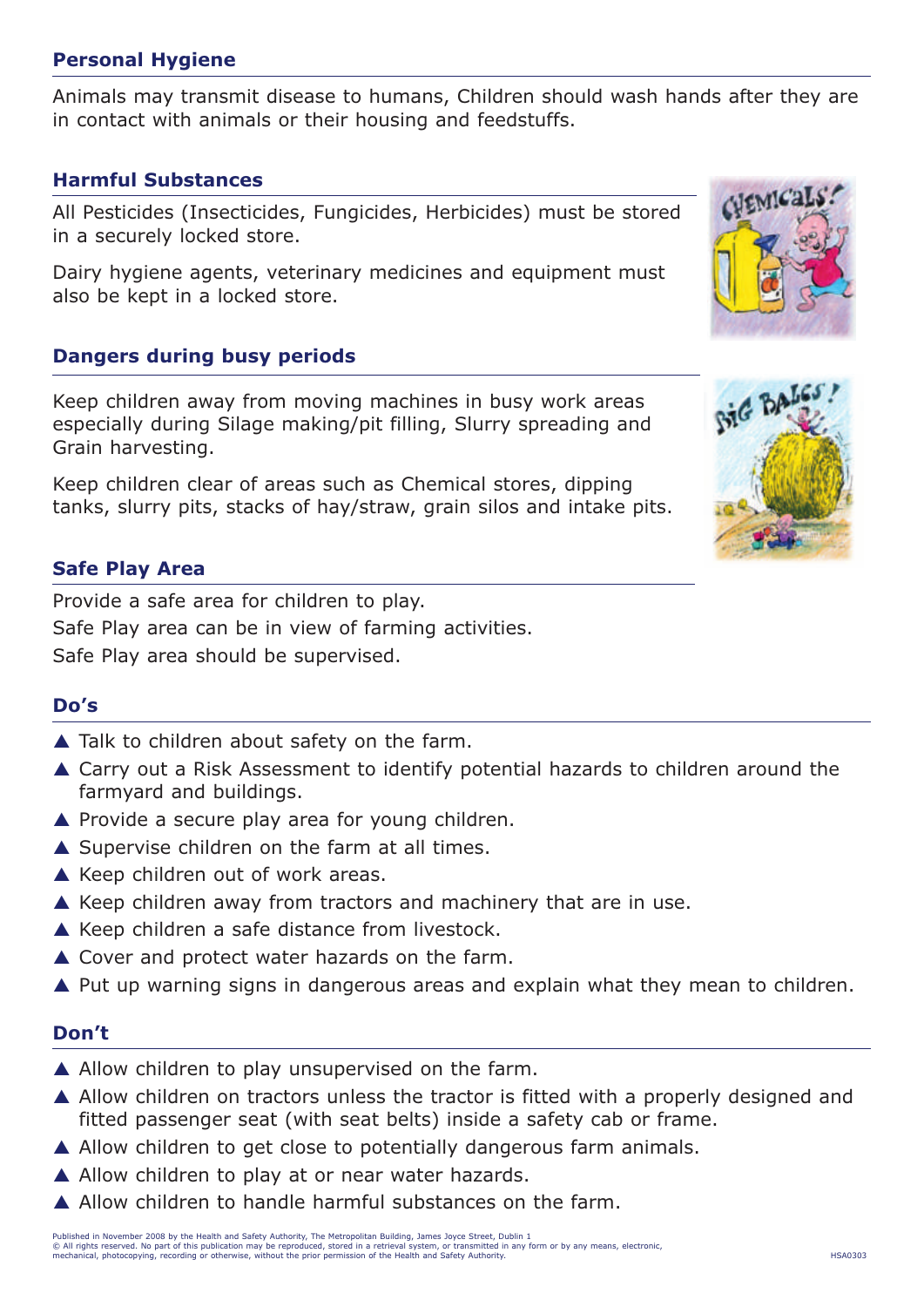## Personal Hygiene

Animals may transmit disease to humans, Children should wash hands after they are in contact with animals or their housing and feedstuffs.

## Harmful Substances

All Pesticides (Insecticides, Fungicides, Herbicides) must be stored in a securely locked store.

Dairy hygiene agents, veterinary medicines and equipment must also be kept in a locked store.

## Dangers during busy periods

Keep children away from moving machines in busy work areas especially during Silage making/pit filling, Slurry spreading and Grain harvesting.

Keep children clear of areas such as Chemical stores, dipping tanks, slurry pits, stacks of hay/straw, grain silos and intake pits.

## Safe Play Area

Provide a safe area for children to play.
Safe Play area can be in view of farming activities.
Safe Play area should be supervised.

## Do's

- ▲ Talk to children about safety on the farm.
- ▲ Carry out a Risk Assessment to identify potential hazards to children around the farmyard and buildings.
- ▲ Provide a secure play area for young children.
- ▲ Supervise children on the farm at all times.
- ▲ Keep children out of work areas.
- ▲ Keep children away from tractors and machinery that are in use.
- ▲ Keep children a safe distance from livestock.
- ▲ Cover and protect water hazards on the farm.
- ▲ Put up warning signs in dangerous areas and explain what they mean to children.

## Don't

- ▲ Allow children to play unsupervised on the farm.
- ▲ Allow children on tractors unless the tractor is fitted with a properly designed and fitted passenger seat (with seat belts) inside a safety cab or frame.
- ▲ Allow children to get close to potentially dangerous farm animals.
- ▲ Allow children to play at or near water hazards.
- ▲ Allow children to handle harmful substances on the farm.

Published in November 2008 by the Health and Safety Authority, The Metropolitan Building, James Joyce Street, Dublin 1
© All rights reserved. No part of this publication may be reproduced, stored in a retrieval system, or transmitted in any form or by any means, electronic, mechanical, photocopying, recording or otherwise, without the prior permission of the Health and Safety Authority.

HSA0303